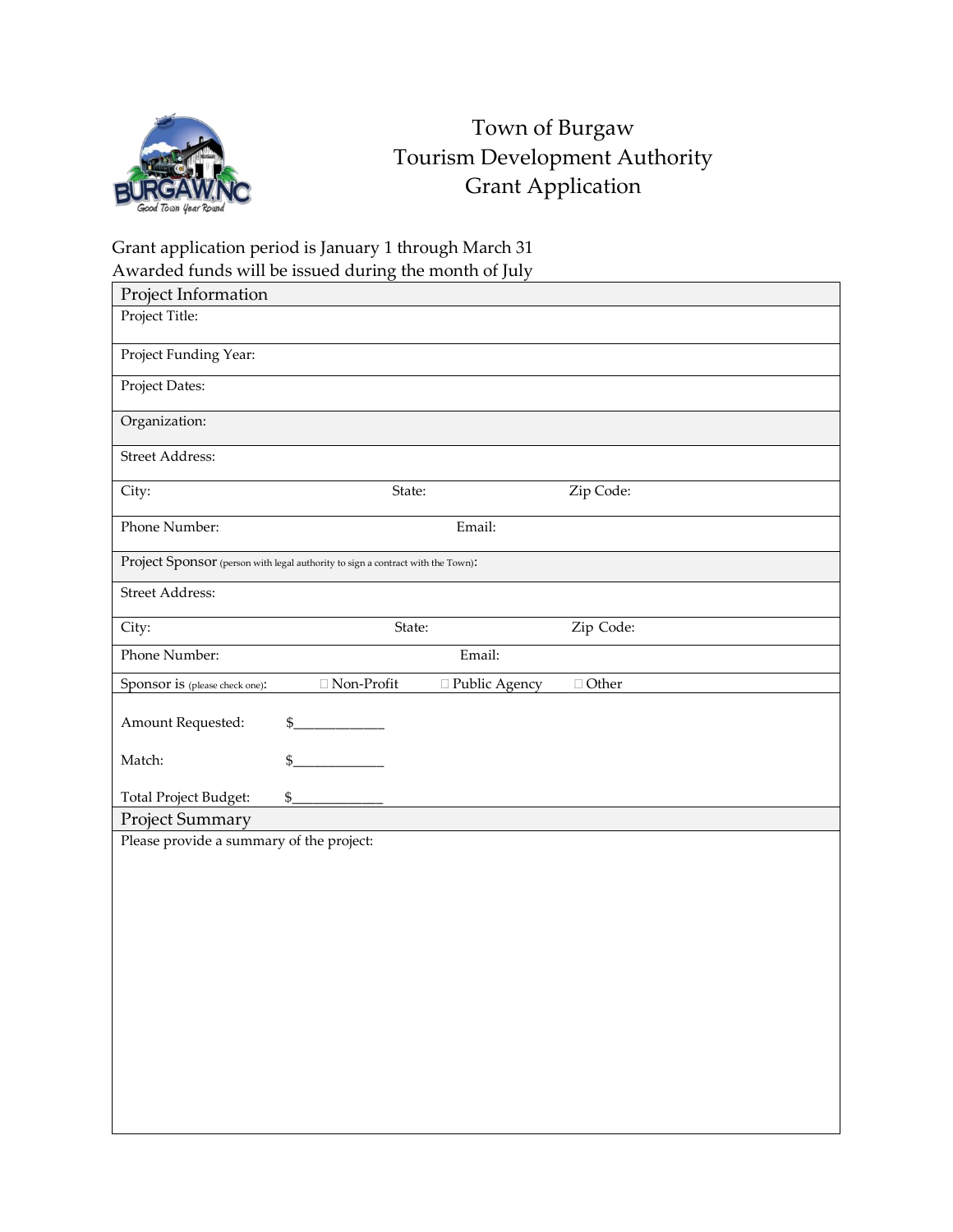# Town of Burgaw
# Tourism Development Authority
# Grant Application

Grant application period is January 1 through March 31
Awarded funds will be issued during the month of July

## Project Information

Project Title:

Project Funding Year:

Project Dates:

Organization:

Street Address:

City: State: Zip Code:

Phone Number: Email:

Project Sponsor (person with legal authority to sign a contract with the Town):

Street Address:

City: State: Zip Code:

Phone Number: Email:

Sponsor is (please check one): ☐ Non-Profit ☐ Public Agency ☐ Other

Amount Requested: $____________

Match: $____________

Total Project Budget: $____________

## Project Summary

Please provide a summary of the project: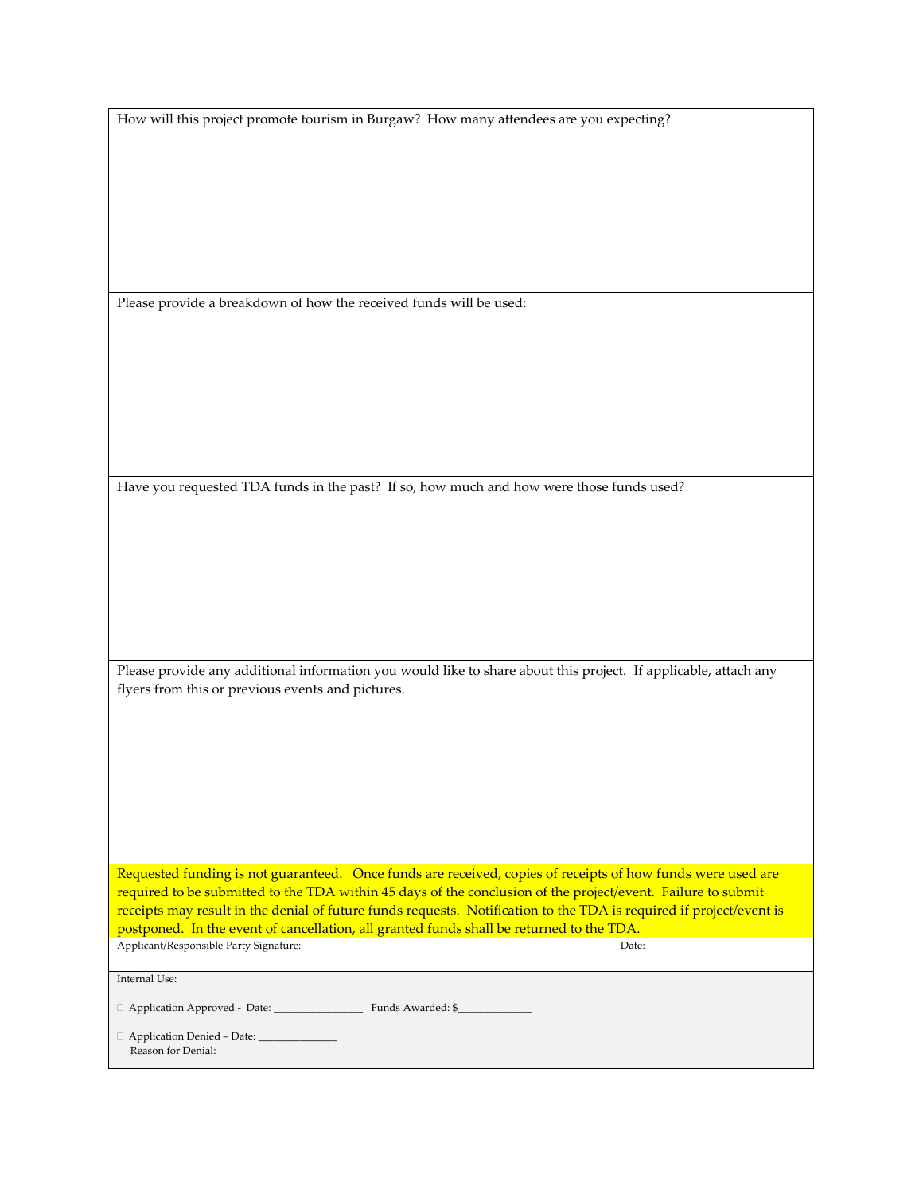How will this project promote tourism in Burgaw? How many attendees are you expecting?

Please provide a breakdown of how the received funds will be used:

Have you requested TDA funds in the past? If so, how much and how were those funds used?

Please provide any additional information you would like to share about this project. If applicable, attach any flyers from this or previous events and pictures.

Requested funding is not guaranteed. Once funds are received, copies of receipts of how funds were used are required to be submitted to the TDA within 45 days of the conclusion of the project/event. Failure to submit receipts may result in the denial of future funds requests. Notification to the TDA is required if project/event is postponed. In the event of cancellation, all granted funds shall be returned to the TDA.

Applicant/Responsible Party Signature: Date:

Internal Use:

☐ Application Approved - Date: _______________ Funds Awarded: $_____________

☐ Application Denied – Date: ______________
Reason for Denial: